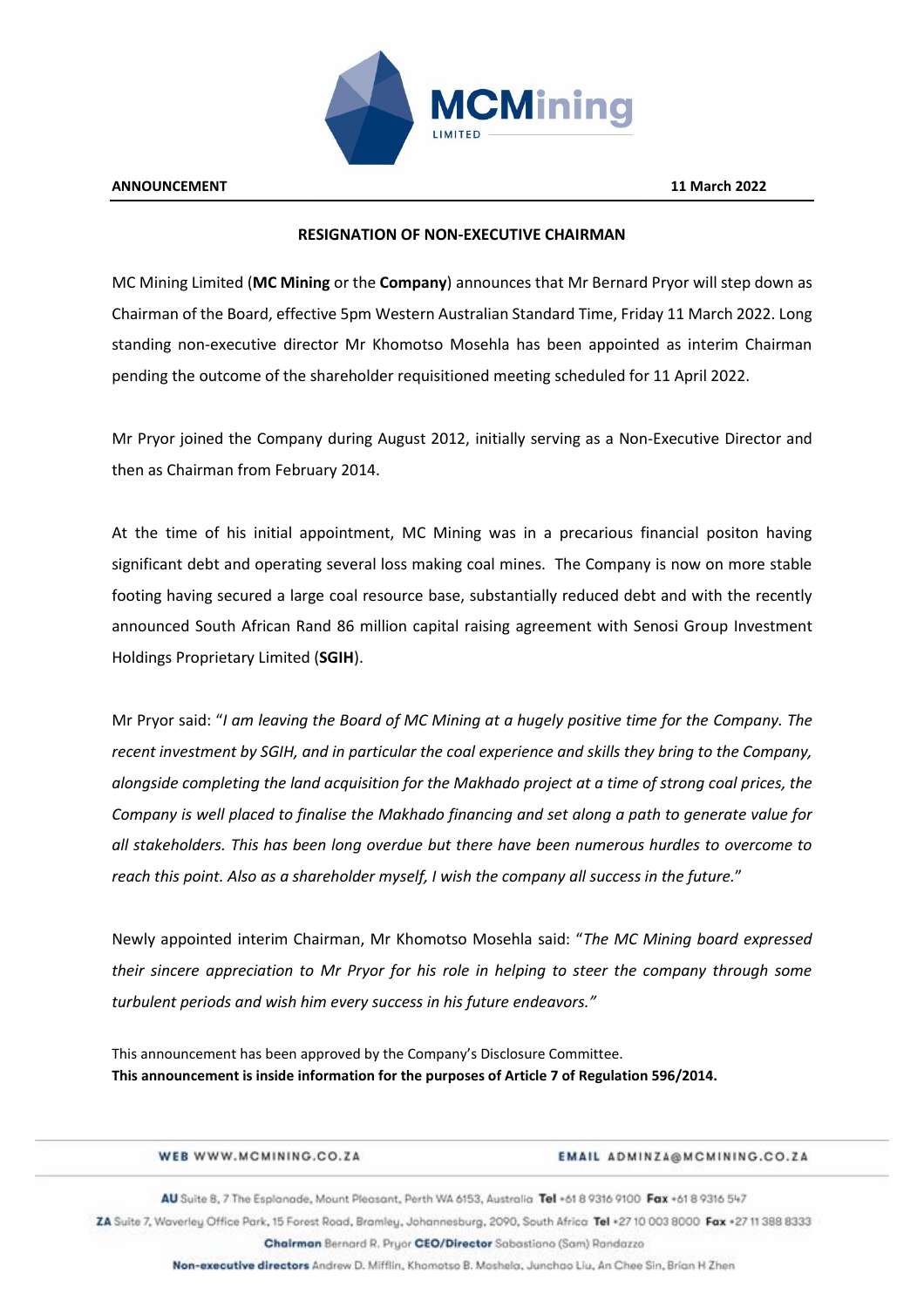**ANNOUNCEMENT** **11 March 2022**

## RESIGNATION OF NON-EXECUTIVE CHAIRMAN

MC Mining Limited (**MC Mining** or the **Company**) announces that Mr Bernard Pryor will step down as Chairman of the Board, effective 5pm Western Australian Standard Time, Friday 11 March 2022. Long standing non-executive director Mr Khomotso Mosehla has been appointed as interim Chairman pending the outcome of the shareholder requisitioned meeting scheduled for 11 April 2022.

Mr Pryor joined the Company during August 2012, initially serving as a Non-Executive Director and then as Chairman from February 2014.

At the time of his initial appointment, MC Mining was in a precarious financial positon having significant debt and operating several loss making coal mines. The Company is now on more stable footing having secured a large coal resource base, substantially reduced debt and with the recently announced South African Rand 86 million capital raising agreement with Senosi Group Investment Holdings Proprietary Limited (**SGIH**).

Mr Pryor said: "*I am leaving the Board of MC Mining at a hugely positive time for the Company. The recent investment by SGIH, and in particular the coal experience and skills they bring to the Company, alongside completing the land acquisition for the Makhado project at a time of strong coal prices, the Company is well placed to finalise the Makhado financing and set along a path to generate value for all stakeholders. This has been long overdue but there have been numerous hurdles to overcome to reach this point. Also as a shareholder myself, I wish the company all success in the future.*"

Newly appointed interim Chairman, Mr Khomotso Mosehla said: "*The MC Mining board expressed their sincere appreciation to Mr Pryor for his role in helping to steer the company through some turbulent periods and wish him every success in his future endeavors.*"

This announcement has been approved by the Company's Disclosure Committee.
**This announcement is inside information for the purposes of Article 7 of Regulation 596/2014.**

**WEB** WWW.MCMINING.CO.ZA **EMAIL** ADMINZA@MCMINING.CO.ZA

**AU** Suite 8, 7 The Esplanade, Mount Pleasant, Perth WA 6153, Australia **Tel** +61 8 9316 9100 **Fax** +61 8 9316 547
**ZA** Suite 7, Waverley Office Park, 15 Forest Road, Bramley, Johannesburg, 2090, South Africa **Tel** +27 10 003 8000 **Fax** +27 11 388 8333
**Chairman** Bernard R. Pryor **CEO/Director** Sebastiano (Sam) Randazzo
**Non-executive directors** Andrew D. Mifflin, Khomotso B. Mosehla, Junchao Liu, An Chee Sin, Brian H Zhen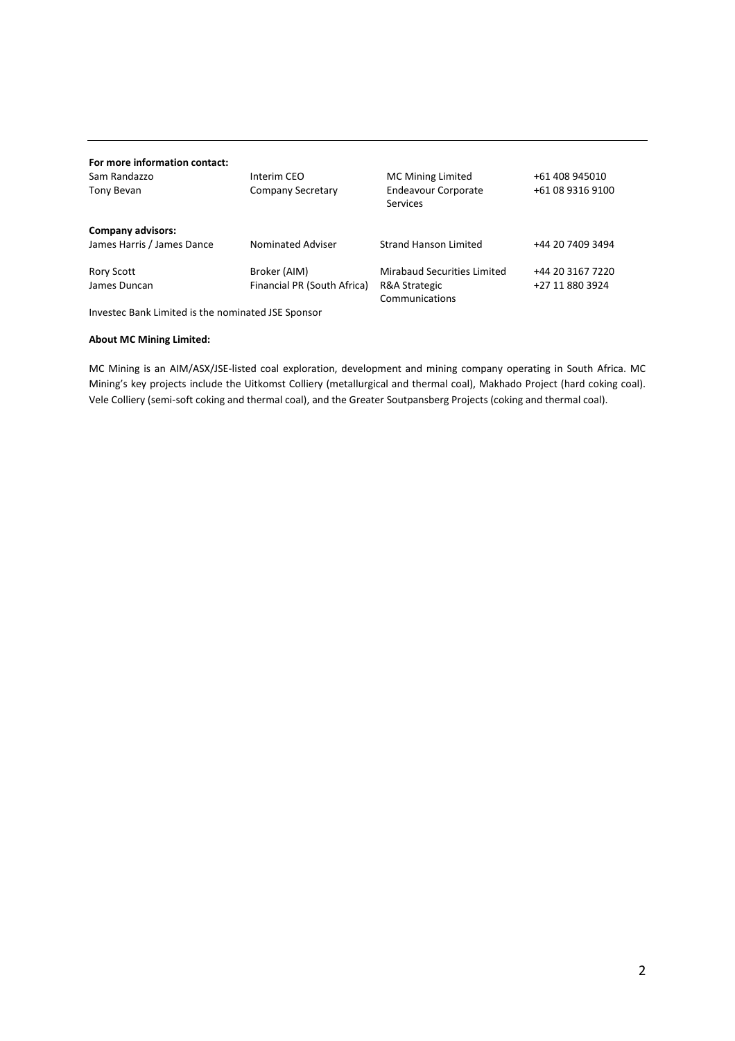**For more information contact:**

| | | | |
|---|---|---|---|
| Sam Randazzo | Interim CEO | MC Mining Limited | +61 408 945010 |
| Tony Bevan | Company Secretary | Endeavour Corporate Services | +61 08 9316 9100 |

**Company advisors:**

| | | | |
|---|---|---|---|
| James Harris / James Dance | Nominated Adviser | Strand Hanson Limited | +44 20 7409 3494 |
| Rory Scott | Broker (AIM) | Mirabaud Securities Limited | +44 20 3167 7220 |
| James Duncan | Financial PR (South Africa) | R&A Strategic Communications | +27 11 880 3924 |

Investec Bank Limited is the nominated JSE Sponsor

**About MC Mining Limited:**

MC Mining is an AIM/ASX/JSE-listed coal exploration, development and mining company operating in South Africa. MC Mining's key projects include the Uitkomst Colliery (metallurgical and thermal coal), Makhado Project (hard coking coal). Vele Colliery (semi-soft coking and thermal coal), and the Greater Soutpansberg Projects (coking and thermal coal).